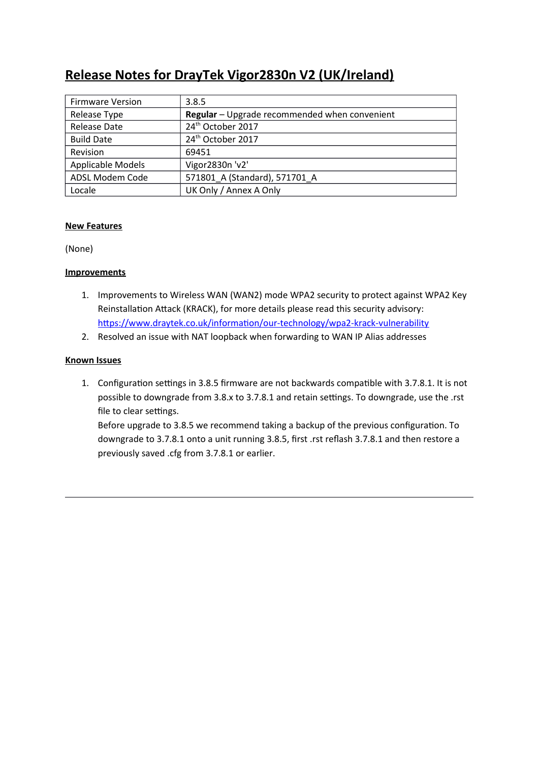# Release Notes for DrayTek Vigor2830n V2 (UK/Ireland)

| Firmware Version | 3.8.5 |
|---|---|
| Release Type | **Regular** – Upgrade recommended when convenient |
| Release Date | 24th October 2017 |
| Build Date | 24th October 2017 |
| Revision | 69451 |
| Applicable Models | Vigor2830n 'v2' |
| ADSL Modem Code | 571801_A (Standard), 571701_A |
| Locale | UK Only / Annex A Only |

## New Features

(None)

## Improvements

1. Improvements to Wireless WAN (WAN2) mode WPA2 security to protect against WPA2 Key Reinstallation Attack (KRACK), for more details please read this security advisory: https://www.draytek.co.uk/information/our-technology/wpa2-krack-vulnerability
2. Resolved an issue with NAT loopback when forwarding to WAN IP Alias addresses

## Known Issues

1. Configuration settings in 3.8.5 firmware are not backwards compatible with 3.7.8.1. It is not possible to downgrade from 3.8.x to 3.7.8.1 and retain settings. To downgrade, use the .rst file to clear settings.
   Before upgrade to 3.8.5 we recommend taking a backup of the previous configuration. To downgrade to 3.7.8.1 onto a unit running 3.8.5, first .rst reflash 3.7.8.1 and then restore a previously saved .cfg from 3.7.8.1 or earlier.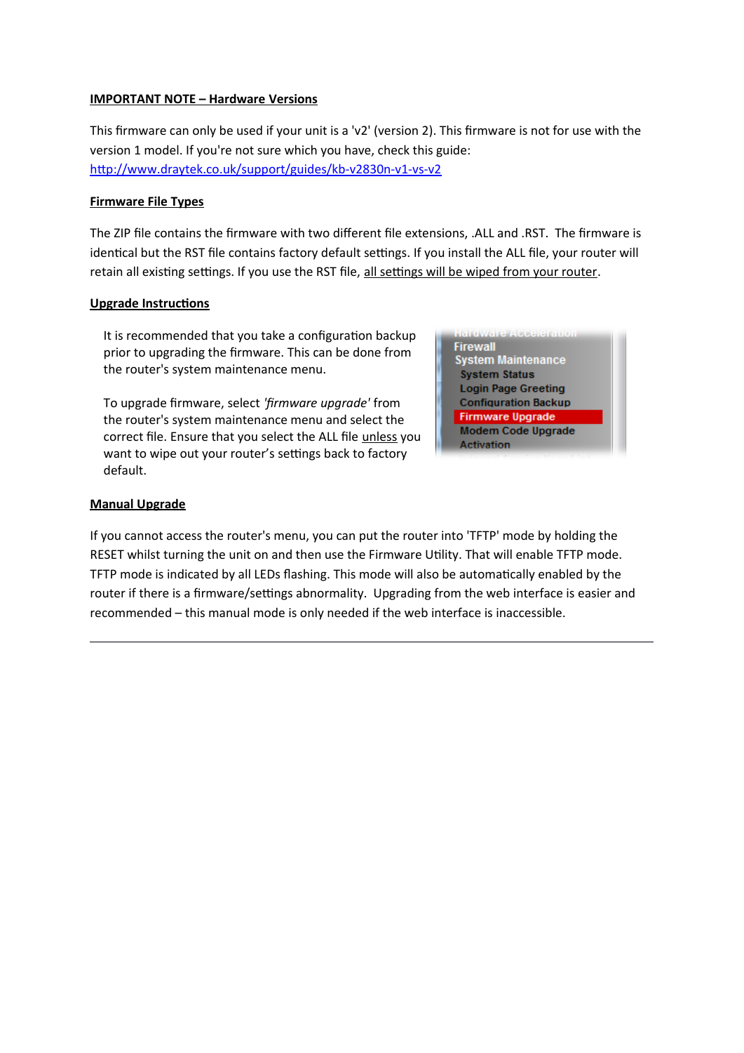**IMPORTANT NOTE – Hardware Versions**

This firmware can only be used if your unit is a 'v2' (version 2). This firmware is not for use with the version 1 model. If you're not sure which you have, check this guide: http://www.draytek.co.uk/support/guides/kb-v2830n-v1-vs-v2

**Firmware File Types**

The ZIP file contains the firmware with two different file extensions, .ALL and .RST. The firmware is identical but the RST file contains factory default settings. If you install the ALL file, your router will retain all existing settings. If you use the RST file, all settings will be wiped from your router.

**Upgrade Instructions**

It is recommended that you take a configuration backup prior to upgrading the firmware. This can be done from the router's system maintenance menu.

To upgrade firmware, select *'firmware upgrade'* from the router's system maintenance menu and select the correct file. Ensure that you select the ALL file unless you want to wipe out your router's settings back to factory default.

Hardware Acceleration
Firewall
System Maintenance
System Status
Login Page Greeting
Configuration Backup
Firmware Upgrade
Modem Code Upgrade
Activation

**Manual Upgrade**

If you cannot access the router's menu, you can put the router into 'TFTP' mode by holding the RESET whilst turning the unit on and then use the Firmware Utility. That will enable TFTP mode. TFTP mode is indicated by all LEDs flashing. This mode will also be automatically enabled by the router if there is a firmware/settings abnormality. Upgrading from the web interface is easier and recommended – this manual mode is only needed if the web interface is inaccessible.

---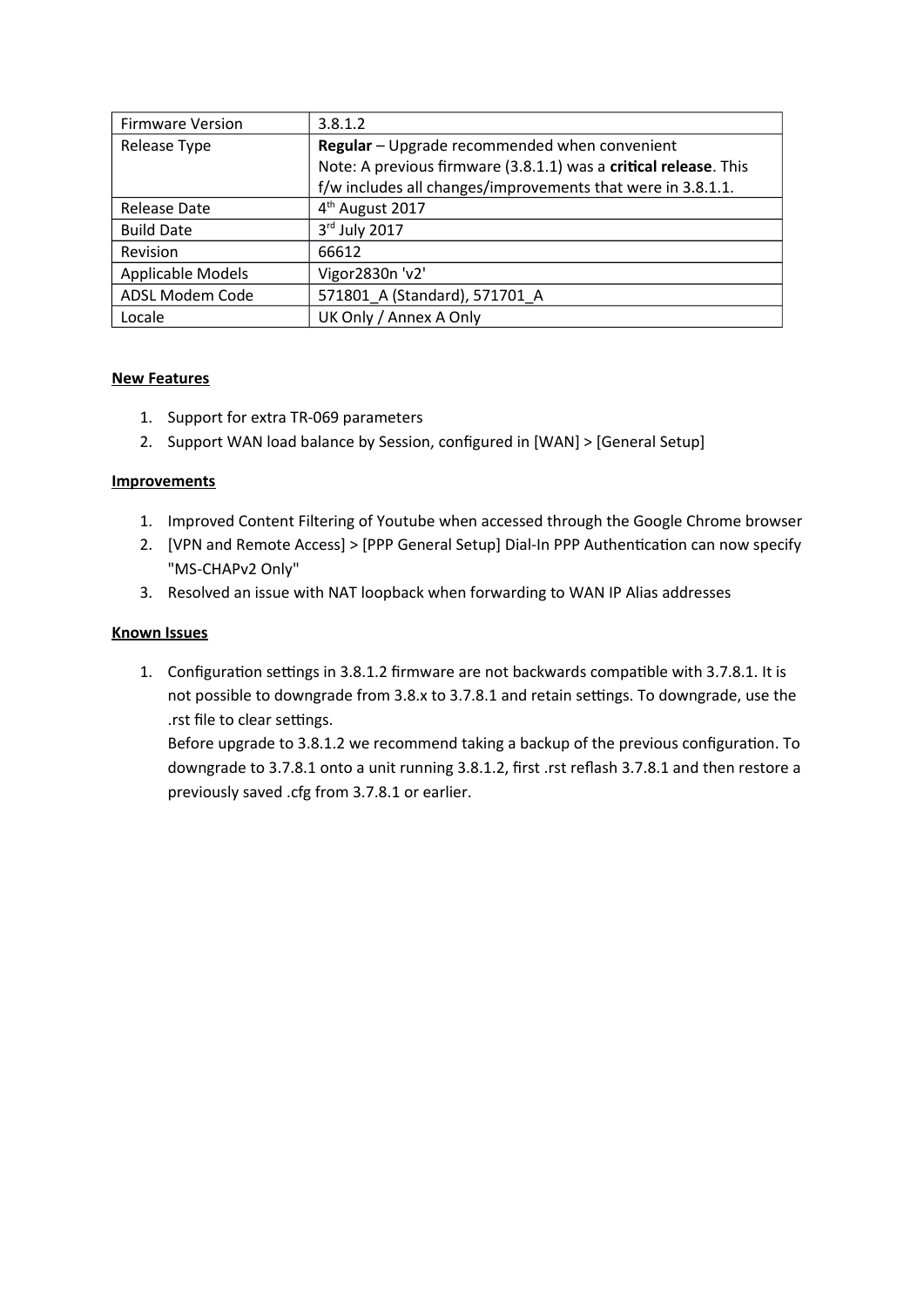| Firmware Version | 3.8.1.2 |
| --- | --- |
| Release Type | **Regular** – Upgrade recommended when convenient<br>Note: A previous firmware (3.8.1.1) was a **critical release**. This f/w includes all changes/improvements that were in 3.8.1.1. |
| Release Date | 4th August 2017 |
| Build Date | 3rd July 2017 |
| Revision | 66612 |
| Applicable Models | Vigor2830n 'v2' |
| ADSL Modem Code | 571801_A (Standard), 571701_A |
| Locale | UK Only / Annex A Only |

**New Features**

1. Support for extra TR-069 parameters
2. Support WAN load balance by Session, configured in [WAN] > [General Setup]

**Improvements**

1. Improved Content Filtering of Youtube when accessed through the Google Chrome browser
2. [VPN and Remote Access] > [PPP General Setup] Dial-In PPP Authentication can now specify "MS-CHAPv2 Only"
3. Resolved an issue with NAT loopback when forwarding to WAN IP Alias addresses

**Known Issues**

1. Configuration settings in 3.8.1.2 firmware are not backwards compatible with 3.7.8.1. It is not possible to downgrade from 3.8.x to 3.7.8.1 and retain settings. To downgrade, use the .rst file to clear settings.
   Before upgrade to 3.8.1.2 we recommend taking a backup of the previous configuration. To downgrade to 3.7.8.1 onto a unit running 3.8.1.2, first .rst reflash 3.7.8.1 and then restore a previously saved .cfg from 3.7.8.1 or earlier.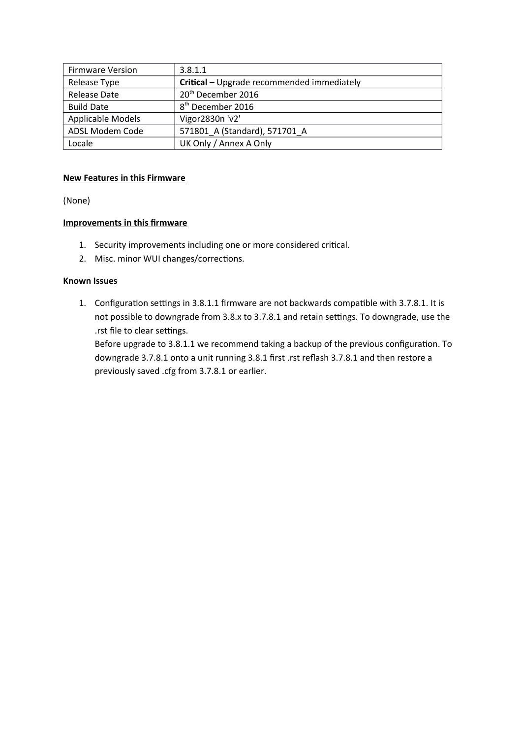| Firmware Version | 3.8.1.1 |
| --- | --- |
| Release Type | **Critical** – Upgrade recommended immediately |
| Release Date | 20th December 2016 |
| Build Date | 8th December 2016 |
| Applicable Models | Vigor2830n 'v2' |
| ADSL Modem Code | 571801_A (Standard), 571701_A |
| Locale | UK Only / Annex A Only |

**New Features in this Firmware**

(None)

**Improvements in this firmware**

1. Security improvements including one or more considered critical.
2. Misc. minor WUI changes/corrections.

**Known Issues**

1. Configuration settings in 3.8.1.1 firmware are not backwards compatible with 3.7.8.1. It is not possible to downgrade from 3.8.x to 3.7.8.1 and retain settings. To downgrade, use the .rst file to clear settings.
   Before upgrade to 3.8.1.1 we recommend taking a backup of the previous configuration. To downgrade 3.7.8.1 onto a unit running 3.8.1 first .rst reflash 3.7.8.1 and then restore a previously saved .cfg from 3.7.8.1 or earlier.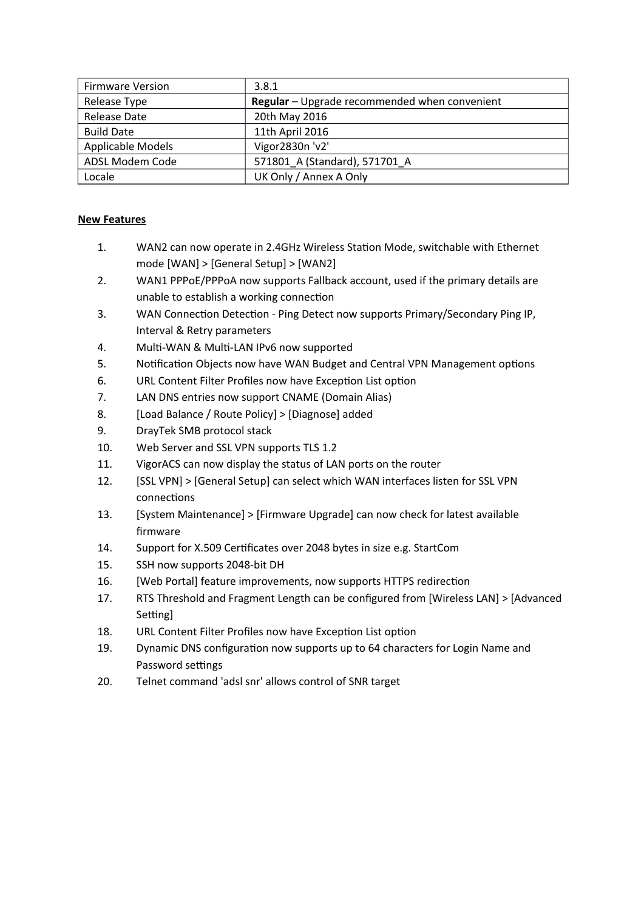| Firmware Version | 3.8.1 |
|---|---|
| Release Type | **Regular** – Upgrade recommended when convenient |
| Release Date | 20th May 2016 |
| Build Date | 11th April 2016 |
| Applicable Models | Vigor2830n 'v2' |
| ADSL Modem Code | 571801_A (Standard), 571701_A |
| Locale | UK Only / Annex A Only |

**New Features**

1. WAN2 can now operate in 2.4GHz Wireless Station Mode, switchable with Ethernet mode [WAN] > [General Setup] > [WAN2]
2. WAN1 PPPoE/PPPoA now supports Fallback account, used if the primary details are unable to establish a working connection
3. WAN Connection Detection - Ping Detect now supports Primary/Secondary Ping IP, Interval & Retry parameters
4. Multi-WAN & Multi-LAN IPv6 now supported
5. Notification Objects now have WAN Budget and Central VPN Management options
6. URL Content Filter Profiles now have Exception List option
7. LAN DNS entries now support CNAME (Domain Alias)
8. [Load Balance / Route Policy] > [Diagnose] added
9. DrayTek SMB protocol stack
10. Web Server and SSL VPN supports TLS 1.2
11. VigorACS can now display the status of LAN ports on the router
12. [SSL VPN] > [General Setup] can select which WAN interfaces listen for SSL VPN connections
13. [System Maintenance] > [Firmware Upgrade] can now check for latest available firmware
14. Support for X.509 Certificates over 2048 bytes in size e.g. StartCom
15. SSH now supports 2048-bit DH
16. [Web Portal] feature improvements, now supports HTTPS redirection
17. RTS Threshold and Fragment Length can be configured from [Wireless LAN] > [Advanced Setting]
18. URL Content Filter Profiles now have Exception List option
19. Dynamic DNS configuration now supports up to 64 characters for Login Name and Password settings
20. Telnet command 'adsl snr' allows control of SNR target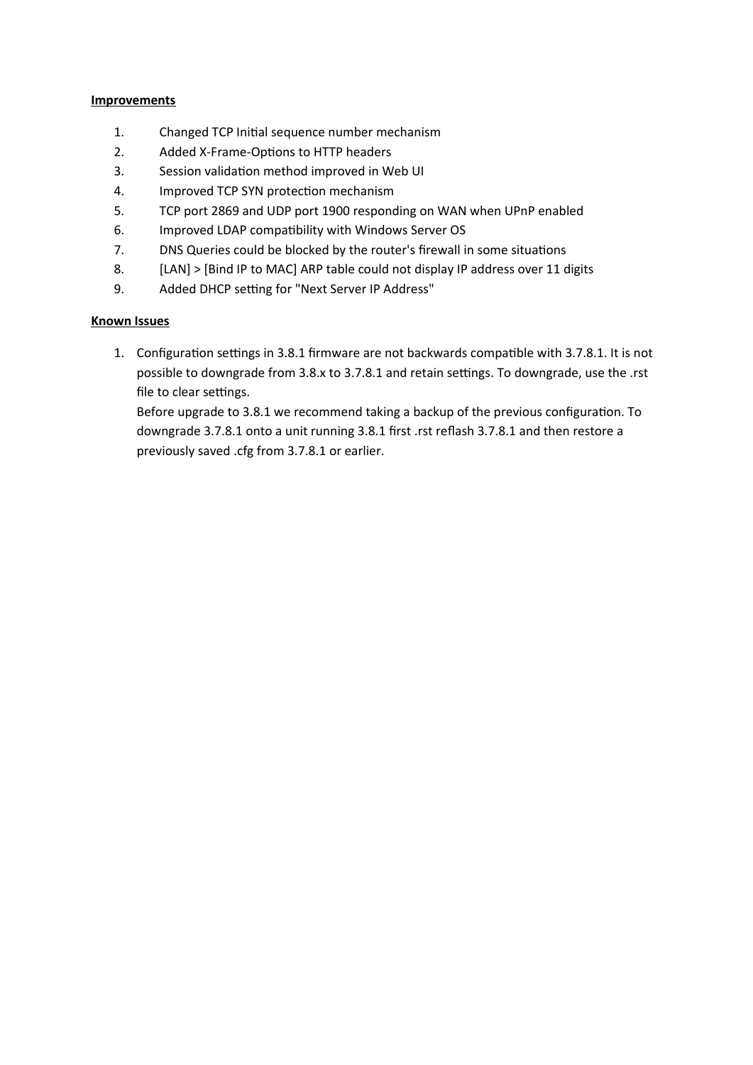**Improvements**

1. Changed TCP Initial sequence number mechanism
2. Added X-Frame-Options to HTTP headers
3. Session validation method improved in Web UI
4. Improved TCP SYN protection mechanism
5. TCP port 2869 and UDP port 1900 responding on WAN when UPnP enabled
6. Improved LDAP compatibility with Windows Server OS
7. DNS Queries could be blocked by the router's firewall in some situations
8. [LAN] > [Bind IP to MAC] ARP table could not display IP address over 11 digits
9. Added DHCP setting for "Next Server IP Address"

**Known Issues**

1. Configuration settings in 3.8.1 firmware are not backwards compatible with 3.7.8.1. It is not possible to downgrade from 3.8.x to 3.7.8.1 and retain settings. To downgrade, use the .rst file to clear settings.
   Before upgrade to 3.8.1 we recommend taking a backup of the previous configuration. To downgrade 3.7.8.1 onto a unit running 3.8.1 first .rst reflash 3.7.8.1 and then restore a previously saved .cfg from 3.7.8.1 or earlier.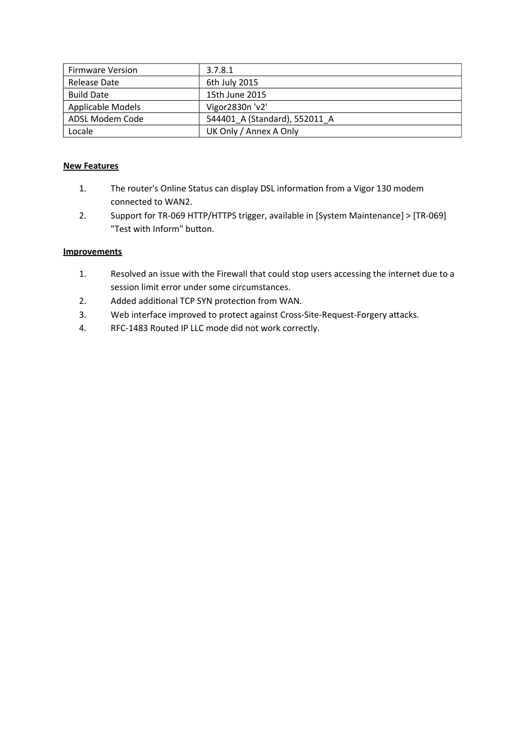| Firmware Version | 3.7.8.1 |
| --- | --- |
| Release Date | 6th July 2015 |
| Build Date | 15th June 2015 |
| Applicable Models | Vigor2830n 'v2' |
| ADSL Modem Code | 544401_A (Standard), 552011_A |
| Locale | UK Only / Annex A Only |

**New Features**

1. The router's Online Status can display DSL information from a Vigor 130 modem connected to WAN2.
2. Support for TR-069 HTTP/HTTPS trigger, available in [System Maintenance] > [TR-069] "Test with Inform" button.

**Improvements**

1. Resolved an issue with the Firewall that could stop users accessing the internet due to a session limit error under some circumstances.
2. Added additional TCP SYN protection from WAN.
3. Web interface improved to protect against Cross-Site-Request-Forgery attacks.
4. RFC-1483 Routed IP LLC mode did not work correctly.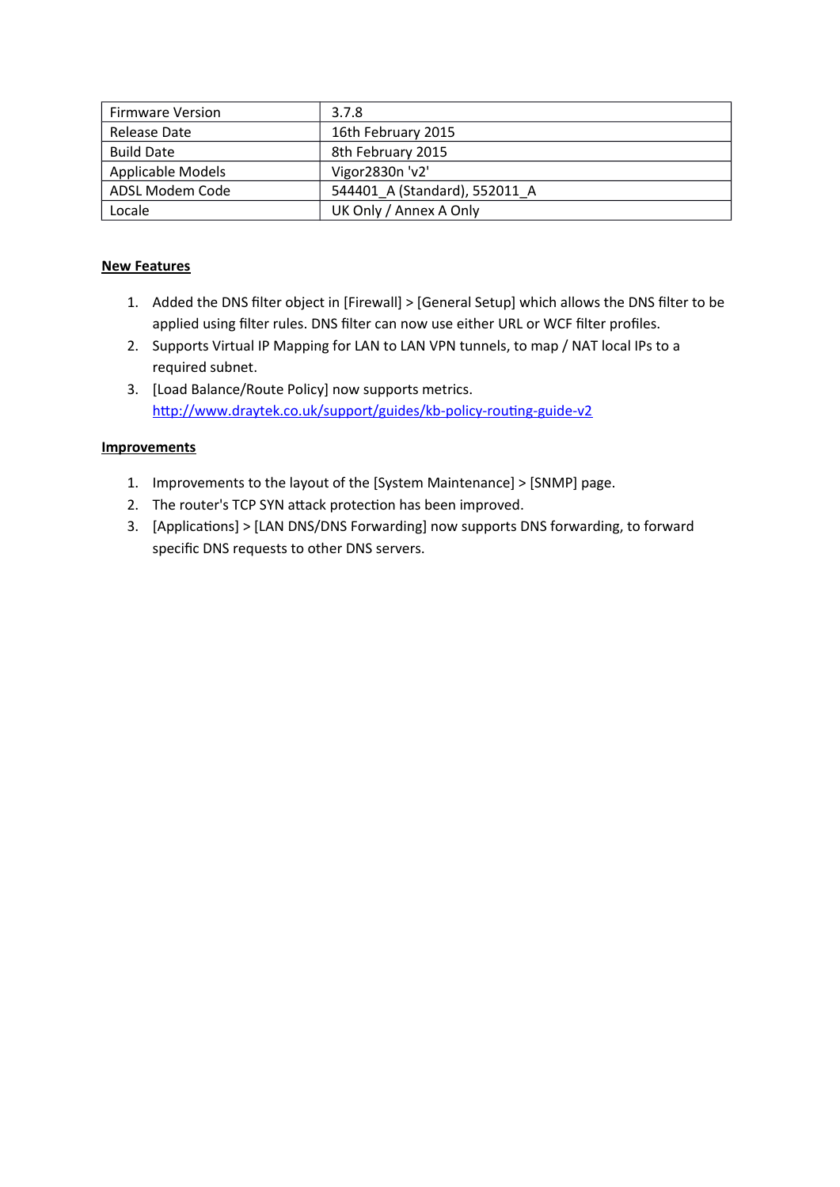| Firmware Version | 3.7.8 |
|---|---|
| Release Date | 16th February 2015 |
| Build Date | 8th February 2015 |
| Applicable Models | Vigor2830n 'v2' |
| ADSL Modem Code | 544401_A (Standard), 552011_A |
| Locale | UK Only / Annex A Only |

**New Features**

1. Added the DNS filter object in [Firewall] > [General Setup] which allows the DNS filter to be applied using filter rules. DNS filter can now use either URL or WCF filter profiles.
2. Supports Virtual IP Mapping for LAN to LAN VPN tunnels, to map / NAT local IPs to a required subnet.
3. [Load Balance/Route Policy] now supports metrics. http://www.draytek.co.uk/support/guides/kb-policy-routing-guide-v2

**Improvements**

1. Improvements to the layout of the [System Maintenance] > [SNMP] page.
2. The router's TCP SYN attack protection has been improved.
3. [Applications] > [LAN DNS/DNS Forwarding] now supports DNS forwarding, to forward specific DNS requests to other DNS servers.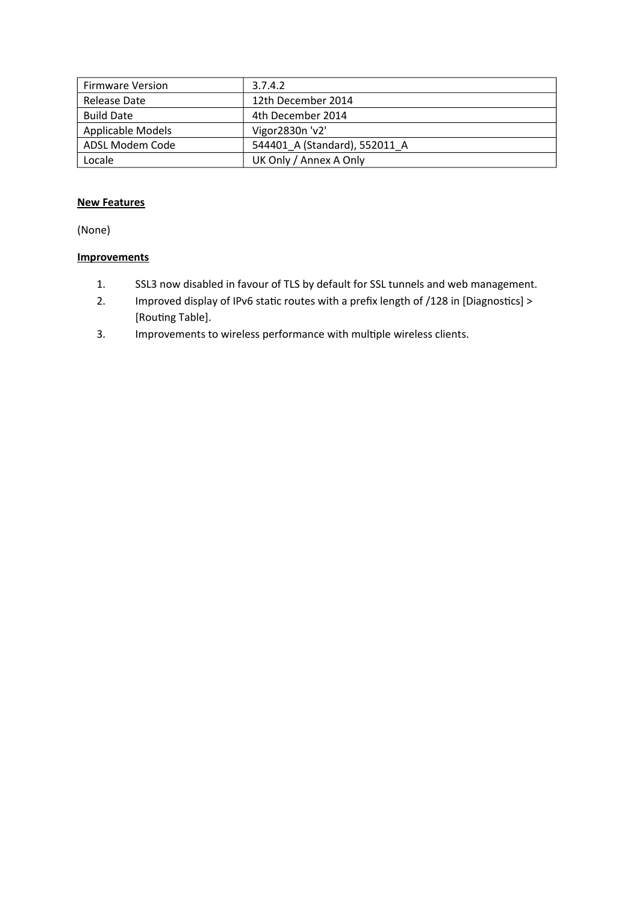| Firmware Version | 3.7.4.2 |
|---|---|
| Release Date | 12th December 2014 |
| Build Date | 4th December 2014 |
| Applicable Models | Vigor2830n 'v2' |
| ADSL Modem Code | 544401_A (Standard), 552011_A |
| Locale | UK Only / Annex A Only |

**New Features**

(None)

**Improvements**

1. SSL3 now disabled in favour of TLS by default for SSL tunnels and web management.
2. Improved display of IPv6 static routes with a prefix length of /128 in [Diagnostics] > [Routing Table].
3. Improvements to wireless performance with multiple wireless clients.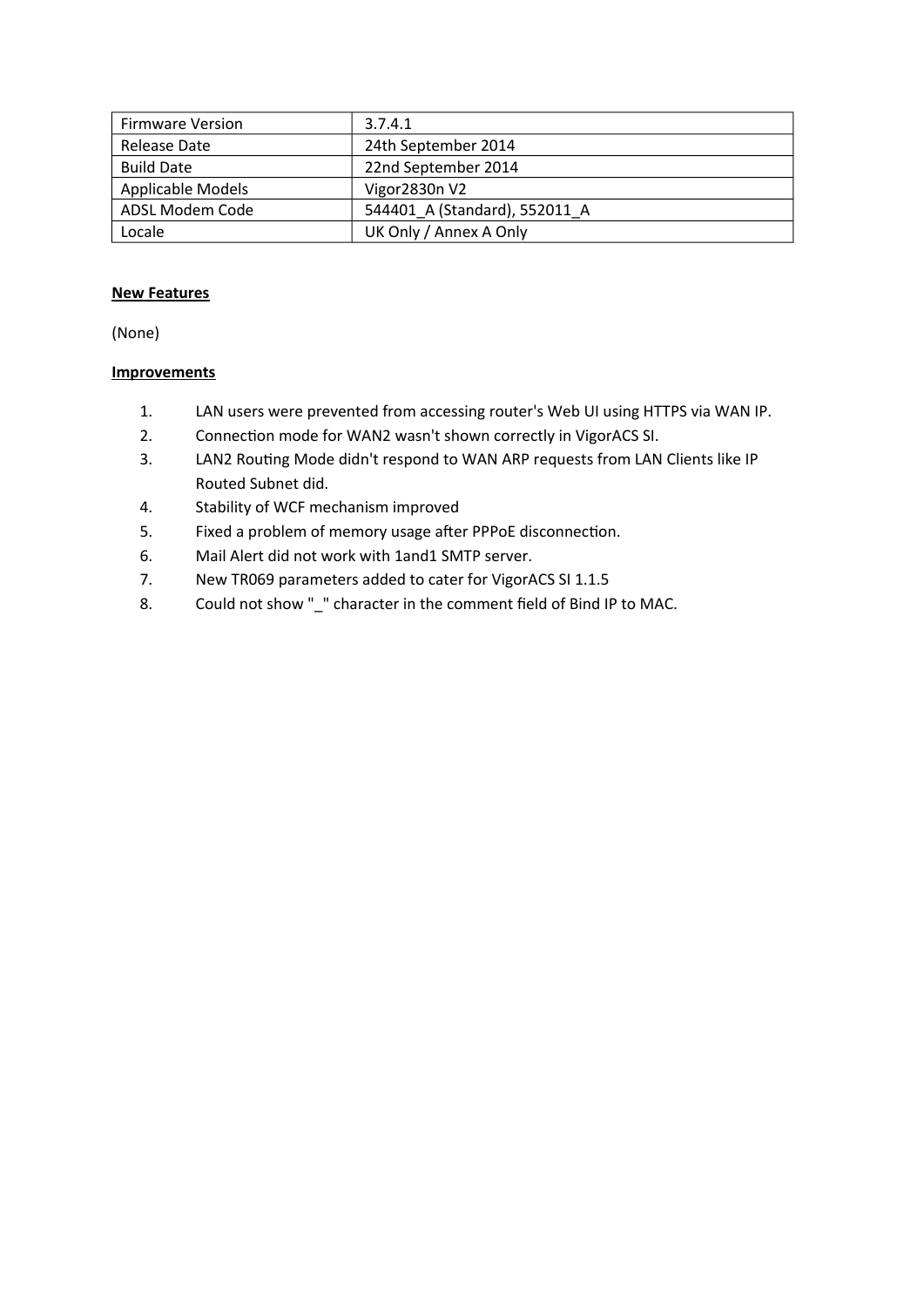| Firmware Version | 3.7.4.1 |
|---|---|
| Release Date | 24th September 2014 |
| Build Date | 22nd September 2014 |
| Applicable Models | Vigor2830n V2 |
| ADSL Modem Code | 544401_A (Standard), 552011_A |
| Locale | UK Only / Annex A Only |

**New Features**

(None)

**Improvements**

1. LAN users were prevented from accessing router's Web UI using HTTPS via WAN IP.
2. Connection mode for WAN2 wasn't shown correctly in VigorACS SI.
3. LAN2 Routing Mode didn't respond to WAN ARP requests from LAN Clients like IP Routed Subnet did.
4. Stability of WCF mechanism improved
5. Fixed a problem of memory usage after PPPoE disconnection.
6. Mail Alert did not work with 1and1 SMTP server.
7. New TR069 parameters added to cater for VigorACS SI 1.1.5
8. Could not show "_" character in the comment field of Bind IP to MAC.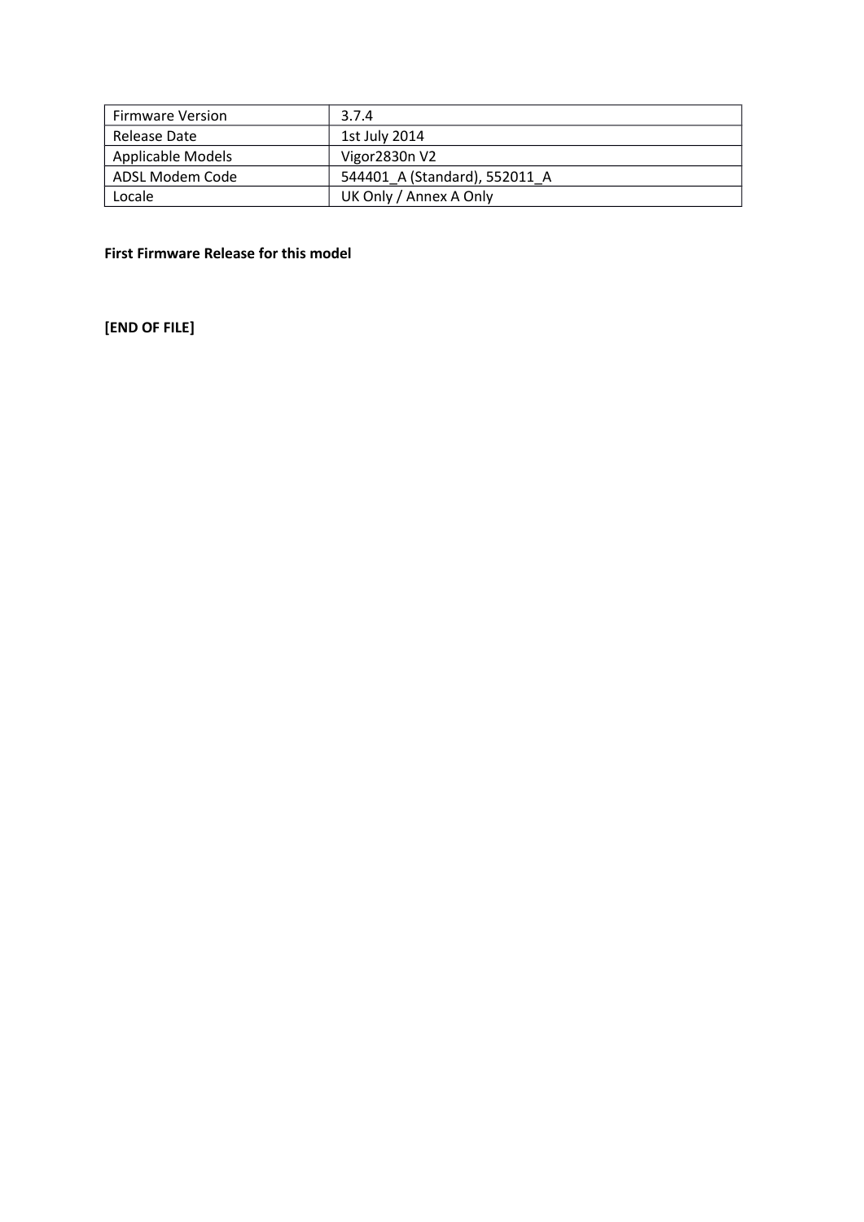| | |
|---|---|
| Firmware Version | 3.7.4 |
| Release Date | 1st July 2014 |
| Applicable Models | Vigor2830n V2 |
| ADSL Modem Code | 544401_A (Standard), 552011_A |
| Locale | UK Only / Annex A Only |

**First Firmware Release for this model**

**[END OF FILE]**